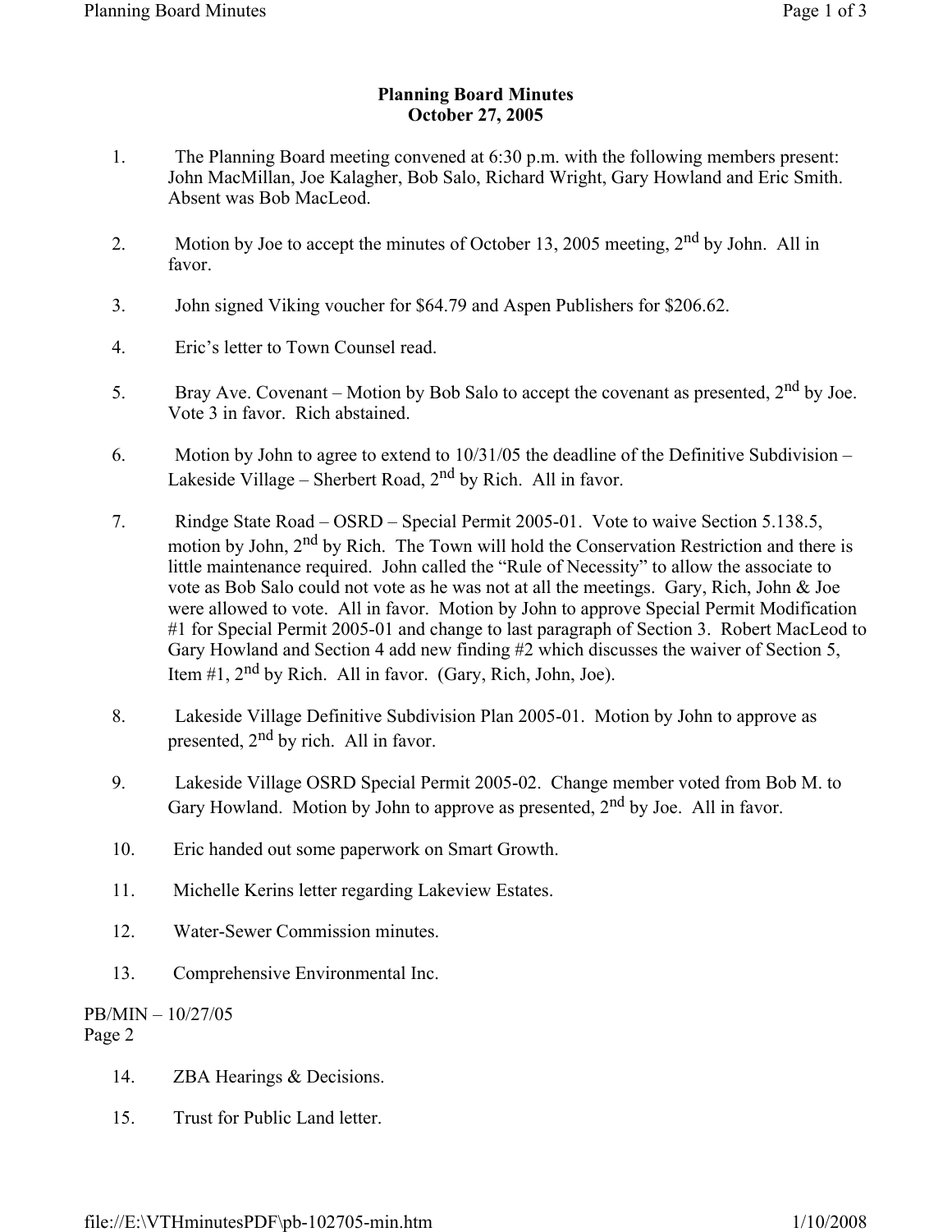# Planning Board Minutes
# October 27, 2005

1. The Planning Board meeting convened at 6:30 p.m. with the following members present: John MacMillan, Joe Kalagher, Bob Salo, Richard Wright, Gary Howland and Eric Smith. Absent was Bob MacLeod.

2. Motion by Joe to accept the minutes of October 13, 2005 meeting, 2nd by John. All in favor.

3. John signed Viking voucher for $64.79 and Aspen Publishers for $206.62.

4. Eric's letter to Town Counsel read.

5. Bray Ave. Covenant – Motion by Bob Salo to accept the covenant as presented, 2nd by Joe. Vote 3 in favor. Rich abstained.

6. Motion by John to agree to extend to 10/31/05 the deadline of the Definitive Subdivision – Lakeside Village – Sherbert Road, 2nd by Rich. All in favor.

7. Rindge State Road – OSRD – Special Permit 2005-01. Vote to waive Section 5.138.5, motion by John, 2nd by Rich. The Town will hold the Conservation Restriction and there is little maintenance required. John called the "Rule of Necessity" to allow the associate to vote as Bob Salo could not vote as he was not at all the meetings. Gary, Rich, John & Joe were allowed to vote. All in favor. Motion by John to approve Special Permit Modification #1 for Special Permit 2005-01 and change to last paragraph of Section 3. Robert MacLeod to Gary Howland and Section 4 add new finding #2 which discusses the waiver of Section 5, Item #1, 2nd by Rich. All in favor. (Gary, Rich, John, Joe).

8. Lakeside Village Definitive Subdivision Plan 2005-01. Motion by John to approve as presented, 2nd by rich. All in favor.

9. Lakeside Village OSRD Special Permit 2005-02. Change member voted from Bob M. to Gary Howland. Motion by John to approve as presented, 2nd by Joe. All in favor.

10. Eric handed out some paperwork on Smart Growth.

11. Michelle Kerins letter regarding Lakeview Estates.

12. Water-Sewer Commission minutes.

13. Comprehensive Environmental Inc.

PB/MIN – 10/27/05
Page 2

14. ZBA Hearings & Decisions.

15. Trust for Public Land letter.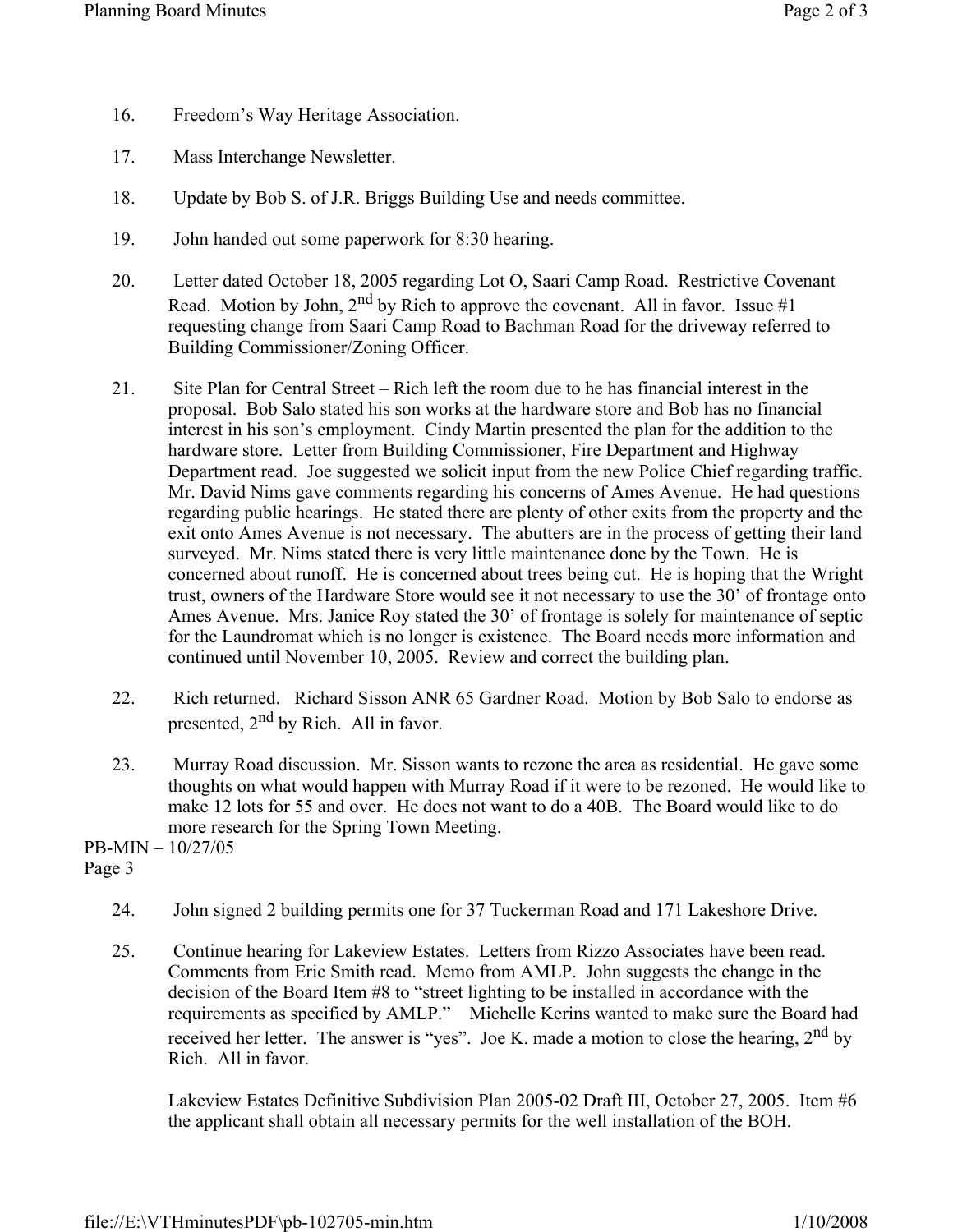16. Freedom's Way Heritage Association.

17. Mass Interchange Newsletter.

18. Update by Bob S. of J.R. Briggs Building Use and needs committee.

19. John handed out some paperwork for 8:30 hearing.

20. Letter dated October 18, 2005 regarding Lot O, Saari Camp Road. Restrictive Covenant Read. Motion by John, 2nd by Rich to approve the covenant. All in favor. Issue #1 requesting change from Saari Camp Road to Bachman Road for the driveway referred to Building Commissioner/Zoning Officer.

21. Site Plan for Central Street – Rich left the room due to he has financial interest in the proposal. Bob Salo stated his son works at the hardware store and Bob has no financial interest in his son's employment. Cindy Martin presented the plan for the addition to the hardware store. Letter from Building Commissioner, Fire Department and Highway Department read. Joe suggested we solicit input from the new Police Chief regarding traffic. Mr. David Nims gave comments regarding his concerns of Ames Avenue. He had questions regarding public hearings. He stated there are plenty of other exits from the property and the exit onto Ames Avenue is not necessary. The abutters are in the process of getting their land surveyed. Mr. Nims stated there is very little maintenance done by the Town. He is concerned about runoff. He is concerned about trees being cut. He is hoping that the Wright trust, owners of the Hardware Store would see it not necessary to use the 30' of frontage onto Ames Avenue. Mrs. Janice Roy stated the 30' of frontage is solely for maintenance of septic for the Laundromat which is no longer is existence. The Board needs more information and continued until November 10, 2005. Review and correct the building plan.

22. Rich returned. Richard Sisson ANR 65 Gardner Road. Motion by Bob Salo to endorse as presented, 2nd by Rich. All in favor.

23. Murray Road discussion. Mr. Sisson wants to rezone the area as residential. He gave some thoughts on what would happen with Murray Road if it were to be rezoned. He would like to make 12 lots for 55 and over. He does not want to do a 40B. The Board would like to do more research for the Spring Town Meeting.

PB-MIN – 10/27/05
Page 3

24. John signed 2 building permits one for 37 Tuckerman Road and 171 Lakeshore Drive.

25. Continue hearing for Lakeview Estates. Letters from Rizzo Associates have been read. Comments from Eric Smith read. Memo from AMLP. John suggests the change in the decision of the Board Item #8 to "street lighting to be installed in accordance with the requirements as specified by AMLP." Michelle Kerins wanted to make sure the Board had received her letter. The answer is "yes". Joe K. made a motion to close the hearing, 2nd by Rich. All in favor.

    Lakeview Estates Definitive Subdivision Plan 2005-02 Draft III, October 27, 2005. Item #6 the applicant shall obtain all necessary permits for the well installation of the BOH.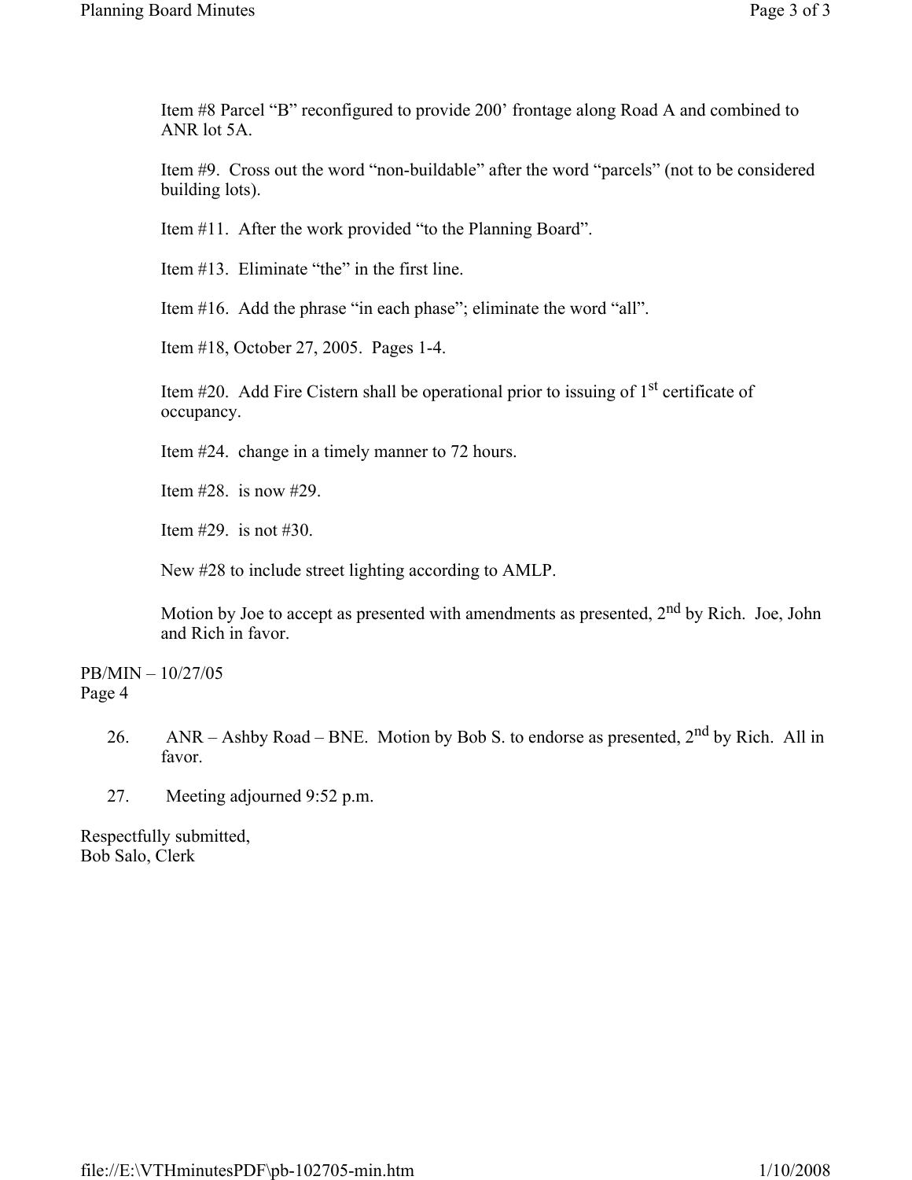Item #8 Parcel "B" reconfigured to provide 200' frontage along Road A and combined to ANR lot 5A.

Item #9. Cross out the word "non-buildable" after the word "parcels" (not to be considered building lots).

Item #11. After the work provided "to the Planning Board".

Item #13. Eliminate "the" in the first line.

Item #16. Add the phrase "in each phase"; eliminate the word "all".

Item #18, October 27, 2005. Pages 1-4.

Item #20. Add Fire Cistern shall be operational prior to issuing of 1st certificate of occupancy.

Item #24. change in a timely manner to 72 hours.

Item #28. is now #29.

Item #29. is not #30.

New #28 to include street lighting according to AMLP.

Motion by Joe to accept as presented with amendments as presented, 2nd by Rich. Joe, John and Rich in favor.

PB/MIN – 10/27/05
Page 4

26. ANR – Ashby Road – BNE. Motion by Bob S. to endorse as presented, 2nd by Rich. All in favor.

27. Meeting adjourned 9:52 p.m.

Respectfully submitted,
Bob Salo, Clerk